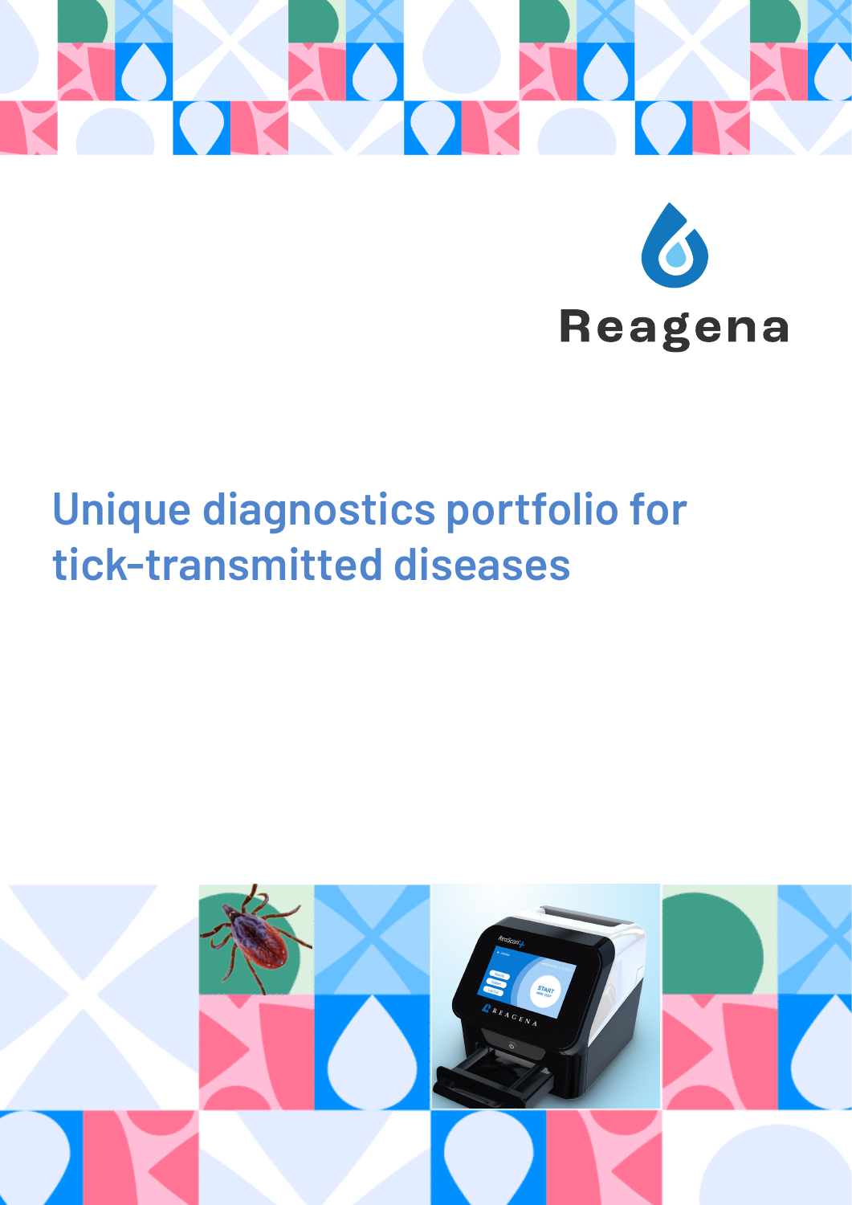Reagena

# Unique diagnostics portfolio for tick-transmitted diseases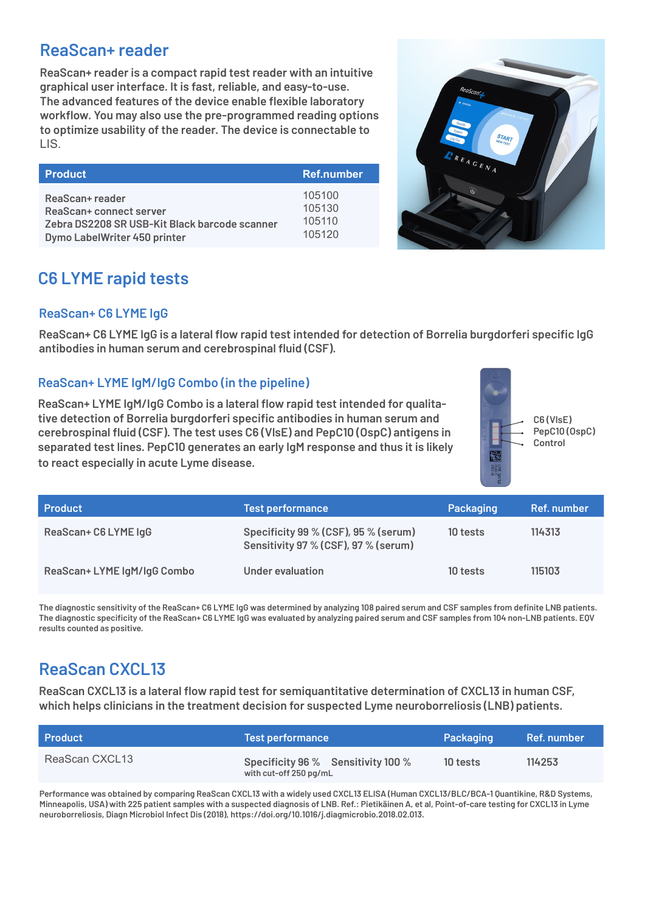## ReaScan+ reader

ReaScan+ reader is a compact rapid test reader with an intuitive graphical user interface. It is fast, reliable, and easy-to-use. The advanced features of the device enable flexible laboratory workflow. You may also use the pre-programmed reading options to optimize usability of the reader. The device is connectable to LIS.

| Product | Ref.number |
|---|---|
| ReaScan+ reader | 105100 |
| ReaScan+ connect server | 105130 |
| Zebra DS2208 SR USB-Kit Black barcode scanner | 105110 |
| Dymo LabelWriter 450 printer | 105120 |

## C6 LYME rapid tests

### ReaScan+ C6 LYME IgG

ReaScan+ C6 LYME IgG is a lateral flow rapid test intended for detection of Borrelia burgdorferi specific IgG antibodies in human serum and cerebrospinal fluid (CSF).

### ReaScan+ LYME IgM/IgG Combo (in the pipeline)

ReaScan+ LYME IgM/IgG Combo is a lateral flow rapid test intended for qualitative detection of Borrelia burgdorferi specific antibodies in human serum and cerebrospinal fluid (CSF). The test uses C6 (VlsE) and PepC10 (OspC) antigens in separated test lines. PepC10 generates an early IgM response and thus it is likely to react especially in acute Lyme disease.

C6 (VlsE)
PepC10 (OspC)
Control

| Product | Test performance | Packaging | Ref. number |
|---|---|---|---|
| ReaScan+ C6 LYME IgG | Specificity 99 % (CSF), 95 % (serum)<br>Sensitivity 97 % (CSF), 97 % (serum) | 10 tests | 114313 |
| ReaScan+ LYME IgM/IgG Combo | Under evaluation | 10 tests | 115103 |

The diagnostic sensitivity of the ReaScan+ C6 LYME IgG was determined by analyzing 108 paired serum and CSF samples from definite LNB patients. The diagnostic specificity of the ReaScan+ C6 LYME IgG was evaluated by analyzing paired serum and CSF samples from 104 non-LNB patients. EQV results counted as positive.

## ReaScan CXCL13

ReaScan CXCL13 is a lateral flow rapid test for semiquantitative determination of CXCL13 in human CSF, which helps clinicians in the treatment decision for suspected Lyme neuroborreliosis (LNB) patients.

| Product | Test performance | Packaging | Ref. number |
|---|---|---|---|
| ReaScan CXCL13 | Specificity 96 % Sensitivity 100 %<br>with cut-off 250 pg/mL | 10 tests | 114253 |

Performance was obtained by comparing ReaScan CXCL13 with a widely used CXCL13 ELISA (Human CXCL13/BLC/BCA-1 Quantikine, R&D Systems, Minneapolis, USA) with 225 patient samples with a suspected diagnosis of LNB. Ref.: Pietikäinen A, et al, Point-of-care testing for CXCL13 in Lyme neuroborreliosis, Diagn Microbiol Infect Dis (2018), https://doi.org/10.1016/j.diagmicrobio.2018.02.013.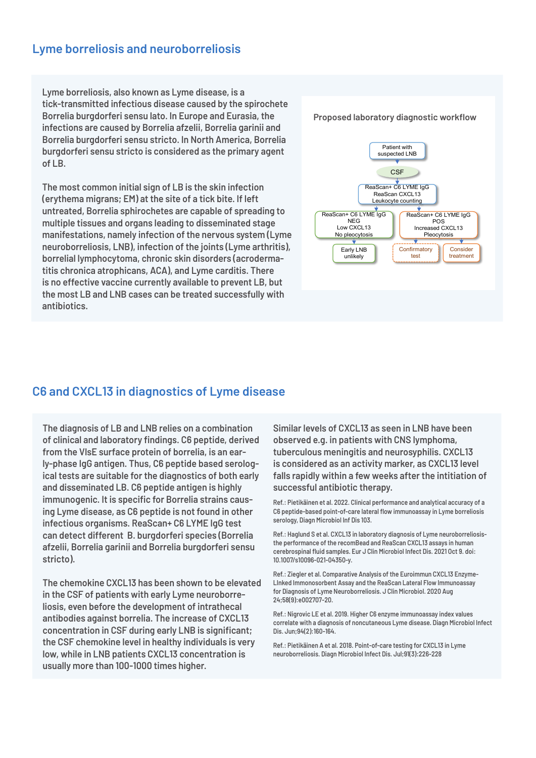## Lyme borreliosis and neuroborreliosis

Lyme borreliosis, also known as Lyme disease, is a tick-transmitted infectious disease caused by the spirochete Borrelia burgdorferi sensu lato. In Europe and Eurasia, the infections are caused by Borrelia afzelii, Borrelia garinii and Borrelia burgdorferi sensu stricto. In North America, Borrelia burgdorferi sensu stricto is considered as the primary agent of LB.

The most common initial sign of LB is the skin infection (erythema migrans; EM) at the site of a tick bite. If left untreated, Borrelia sphirochetes are capable of spreading to multiple tissues and organs leading to disseminated stage manifestations, namely infection of the nervous system (Lyme neuroborreliosis, LNB), infection of the joints (Lyme arthritis), borrelial lymphocytoma, chronic skin disorders (acrodermatitis chronica atrophicans, ACA), and Lyme carditis. There is no effective vaccine currently available to prevent LB, but the most LB and LNB cases can be treated successfully with antibiotics.

**Proposed laboratory diagnostic workflow**

- Patient with suspected LNB
  - CSF
    - ReaScan+ C6 LYME IgG / ReaScan CXCL13 / Leukocyte counting
      - ReaScan+ C6 LYME IgG NEG / Low CXCL13 / No pleocytosis → Early LNB unlikely
      - ReaScan+ C6 LYME IgG POS / Increased CXCL13 / Pleocytosis → Confirmatory test; Consider treatment

## C6 and CXCL13 in diagnostics of Lyme disease

The diagnosis of LB and LNB relies on a combination of clinical and laboratory findings. C6 peptide, derived from the VlsE surface protein of borrelia, is an early-phase IgG antigen. Thus, C6 peptide based serological tests are suitable for the diagnostics of both early and disseminated LB. C6 peptide antigen is highly immunogenic. It is specific for Borrelia strains causing Lyme disease, as C6 peptide is not found in other infectious organisms. ReaScan+ C6 LYME IgG test can detect different B. burgdorferi species (Borrelia afzelii, Borrelia garinii and Borrelia burgdorferi sensu stricto).

The chemokine CXCL13 has been shown to be elevated in the CSF of patients with early Lyme neuroborreliosis, even before the development of intrathecal antibodies against borrelia. The increase of CXCL13 concentration in CSF during early LNB is significant; the CSF chemokine level in healthy individuals is very low, while in LNB patients CXCL13 concentration is usually more than 100-1000 times higher.

Similar levels of CXCL13 as seen in LNB have been observed e.g. in patients with CNS lymphoma, tuberculous meningitis and neurosyphilis. CXCL13 is considered as an activity marker, as CXCL13 level falls rapidly within a few weeks after the intitiation of successful antibiotic therapy.

Ref.: Pietikäinen et al. 2022. Clinical performance and analytical accuracy of a C6 peptide-based point-of-care lateral flow immunoassay in Lyme borreliosis serology, Diagn Microbiol Inf Dis 103.

Ref.: Haglund S et al. CXCL13 in laboratory diagnosis of Lyme neuroborreliosis-the performance of the recomBead and ReaScan CXCL13 assays in human cerebrospinal fluid samples. Eur J Clin Microbiol Infect Dis. 2021 Oct 9. doi: 10.1007/s10096-021-04350-y.

Ref.: Ziegler et al. Comparative Analysis of the Euroimmun CXCL13 Enzyme-LInked Immonosorbent Assay and the ReaScan Lateral Flow Immunoassay for Diagnosis of Lyme Neuroborreliosis. J Clin Microbiol. 2020 Aug 24;58(9):e002707-20.

Ref.: Nigrovic LE et al. 2019. Higher C6 enzyme immunoassay index values correlate with a diagnosis of noncutaneous Lyme disease. Diagn Microbiol Infect Dis. Jun;94(2):160-164.

Ref.: Pietikäinen A et al. 2018. Point-of-care testing for CXCL13 in Lyme neuroborreliosis. Diagn Microbiol Infect Dis. Jul;91(3):226-228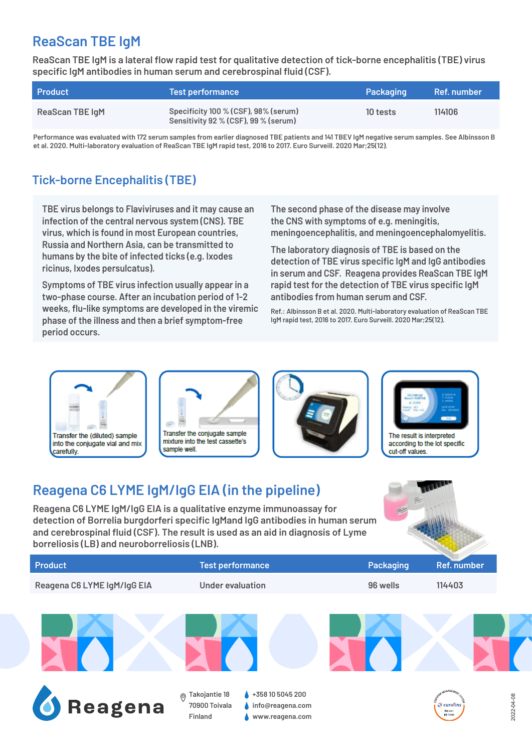## ReaScan TBE IgM

**ReaScan TBE IgM is a lateral flow rapid test for qualitative detection of tick-borne encephalitis (TBE) virus specific IgM antibodies in human serum and cerebrospinal fluid (CSF).**

| Product | Test performance | Packaging | Ref. number |
|---|---|---|---|
| ReaScan TBE IgM | Specificity 100 % (CSF), 98% (serum)<br>Sensitivity 92 % (CSF), 99 % (serum) | 10 tests | 114106 |

Performance was evaluated with 172 serum samples from earlier diagnosed TBE patients and 141 TBEV IgM negative serum samples. See Albinsson B et al. 2020. Multi-laboratory evaluation of ReaScan TBE IgM rapid test, 2016 to 2017. Euro Surveill. 2020 Mar;25(12).

## Tick-borne Encephalitis (TBE)

TBE virus belongs to Flaviviruses and it may cause an infection of the central nervous system (CNS). TBE virus, which is found in most European countries, Russia and Northern Asia, can be transmitted to humans by the bite of infected ticks (e.g. Ixodes ricinus, Ixodes persulcatus).

Symptoms of TBE virus infection usually appear in a two-phase course. After an incubation period of 1-2 weeks, flu-like symptoms are developed in the viremic phase of the illness and then a brief symptom-free period occurs.

The second phase of the disease may involve the CNS with symptoms of e.g. meningitis, meningoencephalitis, and meningoencephalomyelitis.

The laboratory diagnosis of TBE is based on the detection of TBE virus specific IgM and IgG antibodies in serum and CSF. Reagena provides ReaScan TBE IgM rapid test for the detection of TBE virus specific IgM antibodies from human serum and CSF.

Ref.: Albinsson B et al. 2020. Multi-laboratory evaluation of ReaScan TBE IgM rapid test, 2016 to 2017. Euro Surveill. 2020 Mar;25(12).

Transfer the (diluted) sample into the conjugate vial and mix carefully.

Transfer the conjugate sample mixture into the test cassette's sample well.

The result is interpreted according to the lot specific cut-off values.

## Reagena C6 LYME IgM/IgG EIA (in the pipeline)

Reagena C6 LYME IgM/IgG EIA is a qualitative enzyme immunoassay for detection of Borrelia burgdorferi specific IgMand IgG antibodies in human serum and cerebrospinal fluid (CSF). The result is used as an aid in diagnosis of Lyme borreliosis (LB) and neuroborreliosis (LNB).

| Product | Test performance | Packaging | Ref. number |
|---|---|---|---|
| Reagena C6 LYME IgM/IgG EIA | Under evaluation | 96 wells | 114403 |

Reagena

Takojantie 18
70900 Toivala
Finland

+358 10 5045 200
info@reagena.com
www.reagena.com

2022-04-08